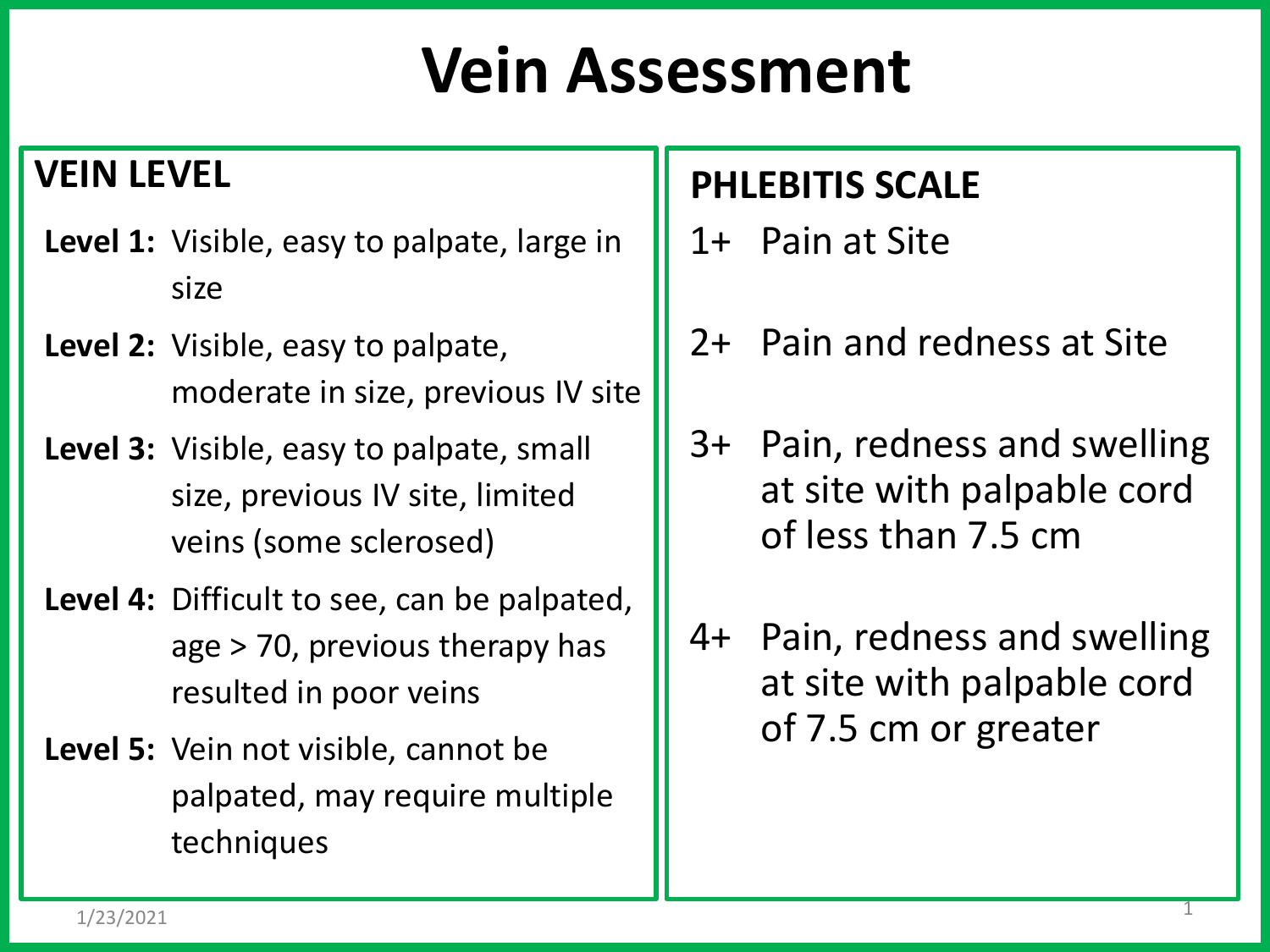# Vein Assessment

## VEIN LEVEL

**Level 1:** Visible, easy to palpate, large in size

**Level 2:** Visible, easy to palpate, moderate in size, previous IV site

**Level 3:** Visible, easy to palpate, small size, previous IV site, limited veins (some sclerosed)

**Level 4:** Difficult to see, can be palpated, age > 70, previous therapy has resulted in poor veins

**Level 5:** Vein not visible, cannot be palpated, may require multiple techniques

## PHLEBITIS SCALE

1+ Pain at Site

2+ Pain and redness at Site

3+ Pain, redness and swelling at site with palpable cord of less than 7.5 cm

4+ Pain, redness and swelling at site with palpable cord of 7.5 cm or greater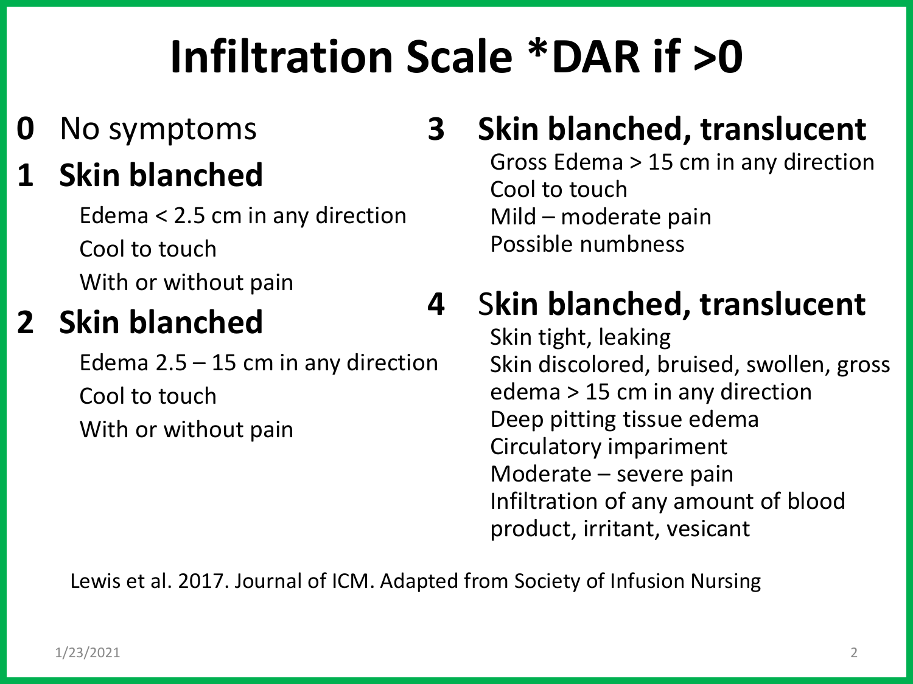# Infiltration Scale *DAR if >0

**0** No symptoms

**1 Skin blanched**

- Edema < 2.5 cm in any direction
- Cool to touch
- With or without pain

**2 Skin blanched**

- Edema 2.5 – 15 cm in any direction
- Cool to touch
- With or without pain

**3 Skin blanched, translucent**

- Gross Edema > 15 cm in any direction
- Cool to touch
- Mild – moderate pain
- Possible numbness

**4 Skin blanched, translucent**

- Skin tight, leaking
- Skin discolored, bruised, swollen, gross edema > 15 cm in any direction
- Deep pitting tissue edema
- Circulatory impariment
- Moderate – severe pain
- Infiltration of any amount of blood product, irritant, vesicant

Lewis et al. 2017. Journal of ICM. Adapted from Society of Infusion Nursing

1/23/2021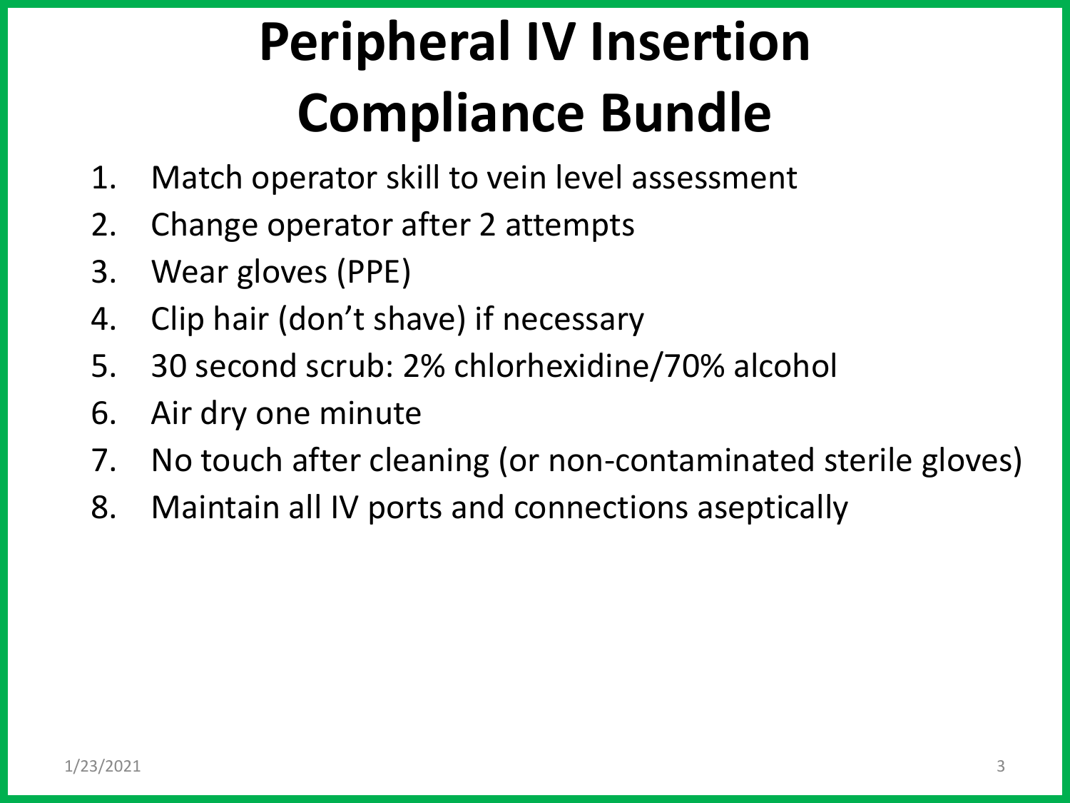# Peripheral IV Insertion Compliance Bundle

1. Match operator skill to vein level assessment
2. Change operator after 2 attempts
3. Wear gloves (PPE)
4. Clip hair (don't shave) if necessary
5. 30 second scrub: 2% chlorhexidine/70% alcohol
6. Air dry one minute
7. No touch after cleaning (or non-contaminated sterile gloves)
8. Maintain all IV ports and connections aseptically